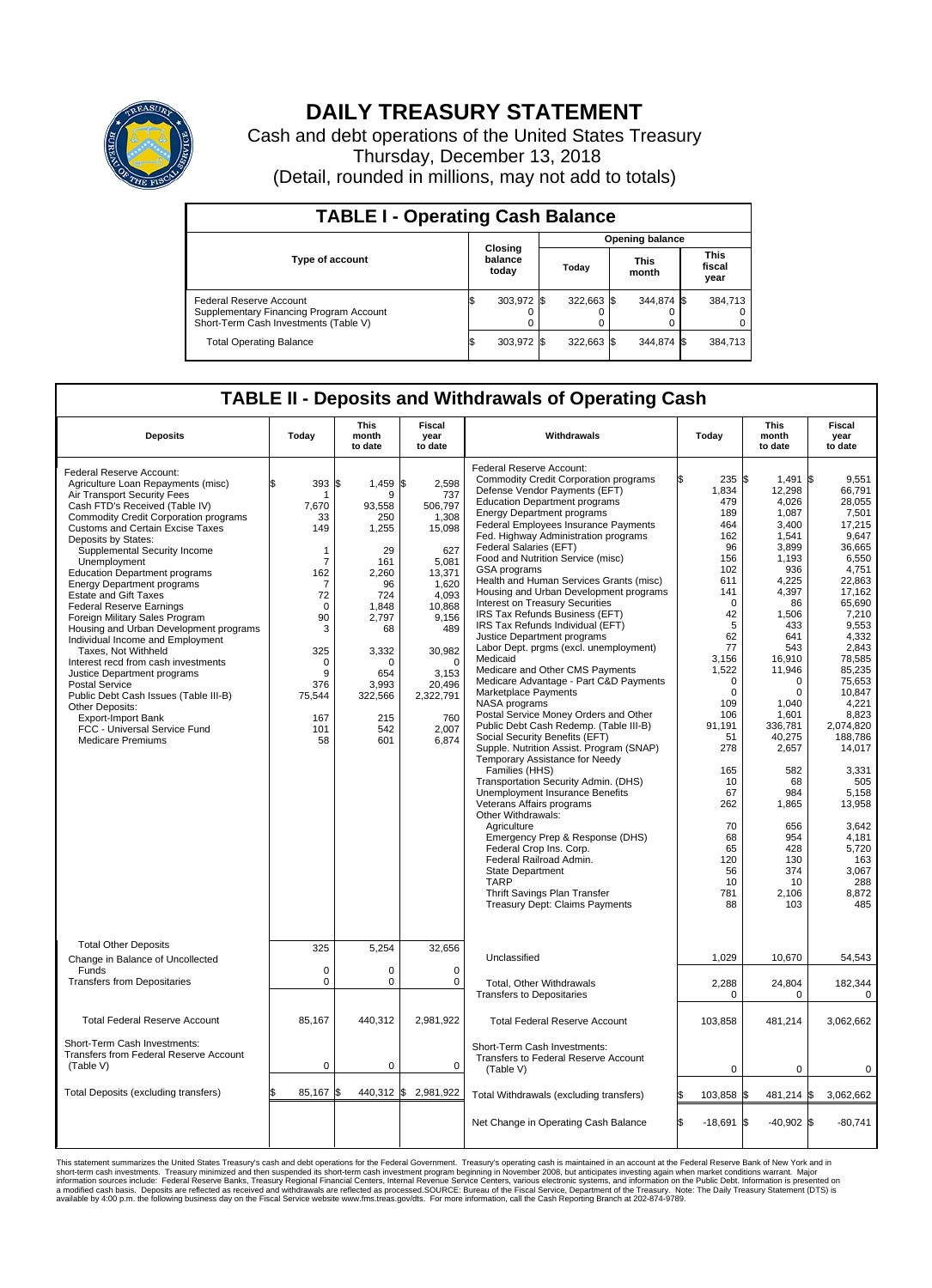# DAILY TREASURY STATEMENT

Cash and debt operations of the United States Treasury
Thursday, December 13, 2018
(Detail, rounded in millions, may not add to totals)

## TABLE I - Operating Cash Balance

| Type of account | Closing balance today | Opening balance Today | Opening balance This month | Opening balance This fiscal year |
|---|---|---|---|---|
| Federal Reserve Account | $ 303,972 | $ 322,663 | $ 344,874 | $ 384,713 |
| Supplementary Financing Program Account | 0 | 0 | 0 | 0 |
| Short-Term Cash Investments (Table V) | 0 | 0 | 0 | 0 |
| Total Operating Balance | $ 303,972 | $ 322,663 | $ 344,874 | $ 384,713 |

## TABLE II - Deposits and Withdrawals of Operating Cash

| Deposits | Today | This month to date | Fiscal year to date | Withdrawals | Today | This month to date | Fiscal year to date |
|---|---|---|---|---|---|---|---|
| Federal Reserve Account: | | | | Federal Reserve Account: | | | |
| Agriculture Loan Repayments (misc) | $ 393 | $ 1,459 | $ 2,598 | Commodity Credit Corporation programs | $ 235 | $ 1,491 | $ 9,551 |
| Air Transport Security Fees | 1 | 9 | 737 | Defense Vendor Payments (EFT) | 1,834 | 12,298 | 66,791 |
| Cash FTD's Received (Table IV) | 7,670 | 93,558 | 506,797 | Education Department programs | 479 | 4,026 | 28,055 |
| Commodity Credit Corporation programs | 33 | 250 | 1,308 | Energy Department programs | 189 | 1,087 | 7,501 |
| Customs and Certain Excise Taxes | 149 | 1,255 | 15,098 | Federal Employees Insurance Payments | 464 | 3,400 | 17,215 |
| Deposits by States: | | | | Fed. Highway Administration programs | 162 | 1,541 | 9,647 |
| Supplemental Security Income | 1 | 29 | 627 | Federal Salaries (EFT) | 96 | 3,899 | 36,665 |
| Unemployment | 7 | 161 | 5,081 | Food and Nutrition Service (misc) | 156 | 1,193 | 6,550 |
| Education Department programs | 162 | 2,260 | 13,371 | GSA programs | 102 | 936 | 4,751 |
| Energy Department programs | 7 | 96 | 1,620 | Health and Human Services Grants (misc) | 611 | 4,225 | 22,863 |
| Estate and Gift Taxes | 72 | 724 | 4,093 | Housing and Urban Development programs | 141 | 4,397 | 17,162 |
| Federal Reserve Earnings | 0 | 1,848 | 10,868 | Interest on Treasury Securities | 0 | 86 | 65,690 |
| Foreign Military Sales Program | 90 | 2,797 | 9,156 | IRS Tax Refunds Business (EFT) | 42 | 1,506 | 7,210 |
| Housing and Urban Development programs | 3 | 68 | 489 | IRS Tax Refunds Individual (EFT) | 5 | 433 | 9,553 |
| Individual Income and Employment | | | | Justice Department programs | 62 | 641 | 4,332 |
| Taxes, Not Withheld | 325 | 3,332 | 30,982 | Labor Dept. prgms (excl. unemployment) | 77 | 543 | 2,843 |
| Interest recd from cash investments | 0 | 0 | 0 | Medicaid | 3,156 | 16,910 | 78,585 |
| Justice Department programs | 9 | 654 | 3,153 | Medicare and Other CMS Payments | 1,522 | 11,946 | 85,235 |
| Postal Service | 376 | 3,993 | 20,496 | Medicare Advantage - Part C&D Payments | 0 | 0 | 75,653 |
| Public Debt Cash Issues (Table III-B) | 75,544 | 322,566 | 2,322,791 | Marketplace Payments | 0 | 0 | 10,847 |
| Other Deposits: | | | | NASA programs | 109 | 1,040 | 4,221 |
| Export-Import Bank | 167 | 215 | 760 | Postal Service Money Orders and Other | 106 | 1,601 | 8,823 |
| FCC - Universal Service Fund | 101 | 542 | 2,007 | Public Debt Cash Redemp. (Table III-B) | 91,191 | 336,781 | 2,074,820 |
| Medicare Premiums | 58 | 601 | 6,874 | Social Security Benefits (EFT) | 51 | 40,275 | 188,786 |
| | | | | Supple. Nutrition Assist. Program (SNAP) | 278 | 2,657 | 14,017 |
| | | | | Temporary Assistance for Needy Families (HHS) | 165 | 582 | 3,331 |
| | | | | Transportation Security Admin. (DHS) | 10 | 68 | 505 |
| | | | | Unemployment Insurance Benefits | 67 | 984 | 5,158 |
| | | | | Veterans Affairs programs | 262 | 1,865 | 13,958 |
| | | | | Other Withdrawals: | | | |
| | | | | Agriculture | 70 | 656 | 3,642 |
| | | | | Emergency Prep & Response (DHS) | 68 | 954 | 4,181 |
| | | | | Federal Crop Ins. Corp. | 65 | 428 | 5,720 |
| | | | | Federal Railroad Admin. | 120 | 130 | 163 |
| | | | | State Department | 56 | 374 | 3,067 |
| | | | | TARP | 10 | 10 | 288 |
| | | | | Thrift Savings Plan Transfer | 781 | 2,106 | 8,872 |
| | | | | Treasury Dept: Claims Payments | 88 | 103 | 485 |
| Total Other Deposits | 325 | 5,254 | 32,656 | Unclassified | 1,029 | 10,670 | 54,543 |
| Change in Balance of Uncollected Funds | 0 | 0 | 0 | | | | |
| Transfers from Depositaries | 0 | 0 | 0 | Total, Other Withdrawals | 2,288 | 24,804 | 182,344 |
| | | | | Transfers to Depositaries | 0 | 0 | 0 |
| Total Federal Reserve Account | 85,167 | 440,312 | 2,981,922 | Total Federal Reserve Account | 103,858 | 481,214 | 3,062,662 |
| Short-Term Cash Investments: Transfers from Federal Reserve Account (Table V) | 0 | 0 | 0 | Short-Term Cash Investments: Transfers to Federal Reserve Account (Table V) | 0 | 0 | 0 |
| Total Deposits (excluding transfers) | $ 85,167 | $ 440,312 | $ 2,981,922 | Total Withdrawals (excluding transfers) | $ 103,858 | $ 481,214 | $ 3,062,662 |
| | | | | Net Change in Operating Cash Balance | $ -18,691 | $ -40,902 | $ -80,741 |

This statement summarizes the United States Treasury's cash and debt operations for the Federal Government. Treasury's operating cash is maintained in an account at the Federal Reserve Bank of New York and in short-term cash investments. Treasury minimized and then suspended its short-term cash investment program beginning in November 2008, but anticipates investing again when market conditions warrant. Major information sources include: Federal Reserve Banks, Treasury Regional Financial Centers, Internal Revenue Service Centers, various electronic systems, and information on the Public Debt. Information is presented on a modified cash basis. Deposits are reflected as received and withdrawals are reflected as processed.SOURCE: Bureau of the Fiscal Service, Department of the Treasury. Note: The Daily Treasury Statement (DTS) is available by 4:00 p.m. the following business day on the Fiscal Service website www.fms.treas.gov/dts. For more information, call the Cash Reporting Branch at 202-874-9789.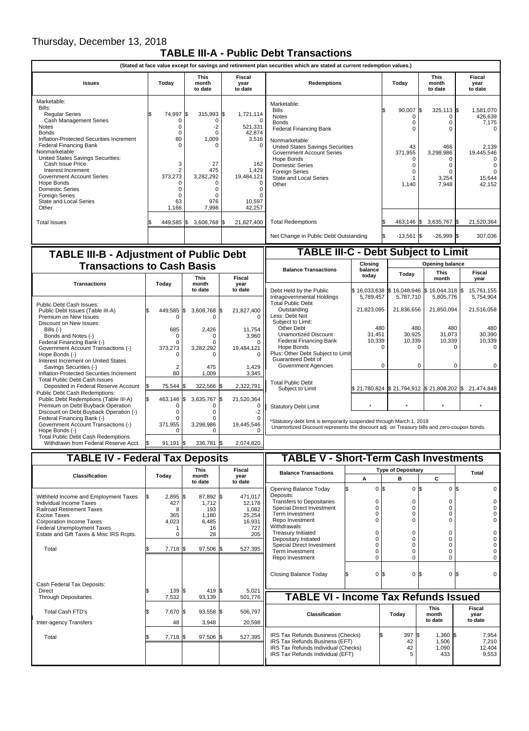Thursday, December 13, 2018

# TABLE III-A - Public Debt Transactions

(Stated at face value except for savings and retirement plan securities which are stated at current redemption values.)

| Issues | Today | This month to date | Fiscal year to date |
|---|---|---|---|
| Marketable: | | | |
| Bills: | | | |
| Regular Series | $ 74,997 | $ 315,993 | $ 1,721,114 |
| Cash Management Series | 0 | 0 | 0 |
| Notes | 0 | -2 | 521,331 |
| Bonds | 0 | 0 | 42,874 |
| Inflation-Protected Securities Increment | 80 | 1,009 | 3,516 |
| Federal Financing Bank | 0 | 0 | 0 |
| Nonmarketable: | | | |
| United States Savings Securities: | | | |
| Cash Issue Price | 3 | 27 | 162 |
| Interest Increment | 2 | 475 | 1,429 |
| Government Account Series | 373,273 | 3,282,292 | 19,484,121 |
| Hope Bonds | 0 | 0 | 0 |
| Domestic Series | 0 | 0 | 0 |
| Foreign Series | 0 | 0 | 0 |
| State and Local Series | 63 | 976 | 10,597 |
| Other | 1,166 | 7,998 | 42,257 |
| Total Issues | $ 449,585 | $ 3,608,768 | $ 21,827,400 |

| Redemptions | Today | This month to date | Fiscal year to date |
|---|---|---|---|
| Marketable: | | | |
| Bills | $ 90,007 | $ 325,113 | $ 1,581,070 |
| Notes | 0 | 0 | 426,639 |
| Bonds | 0 | 0 | 7,175 |
| Federal Financing Bank | 0 | 0 | 0 |
| Nonmarketable: | | | |
| United States Savings Securities | 43 | 466 | 2,139 |
| Government Account Series | 371,955 | 3,298,986 | 19,445,546 |
| Hope Bonds | 0 | 0 | 0 |
| Domestic Series | 0 | 0 | 0 |
| Foreign Series | 0 | 0 | 0 |
| State and Local Series | 1 | 3,254 | 15,644 |
| Other | 1,140 | 7,948 | 42,152 |
| Total Redemptions | $ 463,146 | $ 3,635,767 | $ 21,520,364 |
| Net Change in Public Debt Outstanding | $ -13,561 | $ -26,999 | $ 307,036 |

# TABLE III-B - Adjustment of Public Debt Transactions to Cash Basis

| Transactions | Today | This month to date | Fiscal year to date |
|---|---|---|---|
| Public Debt Cash Issues: | | | |
| Public Debt Issues (Table III-A) | $ 449,585 | $ 3,608,768 | $ 21,827,400 |
| Premium on New Issues | 0 | 0 | 0 |
| Discount on New Issues: | | | |
| Bills (-) | 685 | 2,426 | 11,754 |
| Bonds and Notes (-) | 0 | 0 | 3,960 |
| Federal Financing Bank (-) | 0 | 0 | 0 |
| Government Account Transactions (-) | 373,273 | 3,282,292 | 19,484,121 |
| Hope Bonds (-) | 0 | 0 | 0 |
| Interest Increment on United States Savings Securities (-) | 2 | 475 | 1,429 |
| Inflation-Protected Securities Increment | 80 | 1,009 | 3,345 |
| Total Public Debt Cash Issues Deposited in Federal Reserve Account | $ 75,544 | $ 322,566 | $ 2,322,791 |
| Public Debt Cash Redemptions: | | | |
| Public Debt Redemptions (Table III-A) | $ 463,146 | $ 3,635,767 | $ 21,520,364 |
| Premium on Debt Buyback Operation | 0 | 0 | 0 |
| Discount on Debt Buyback Operation (-) | 0 | 0 | -2 |
| Federal Financing Bank (-) | 0 | 0 | 0 |
| Government Account Transactions (-) | 371,955 | 3,298,986 | 19,445,546 |
| Hope Bonds (-) | 0 | 0 | 0 |
| Total Public Debt Cash Redemptions Withdrawn from Federal Reserve Acct. | $ 91,191 | $ 336,781 | $ 2,074,820 |

# TABLE III-C - Debt Subject to Limit

| Balance Transactions | Closing balance today | Opening balance Today | Opening balance This month | Opening balance Fiscal year |
|---|---|---|---|---|
| Debt Held by the Public | $ 16,033,638 | $ 16,048,946 | $ 16,044,318 | $ 15,761,155 |
| Intragovernmental Holdings | 5,789,457 | 5,787,710 | 5,805,776 | 5,754,904 |
| Total Public Debt Outstanding | 21,823,095 | 21,836,656 | 21,850,094 | 21,516,058 |
| Less: Debt Not Subject to Limit: | | | | |
| Other Debt | 480 | 480 | 480 | 480 |
| Unamortized Discount | 31,451 | 30,925 | 31,073 | 30,390 |
| Federal Financing Bank | 10,339 | 10,339 | 10,339 | 10,339 |
| Hope Bonds | 0 | 0 | 0 | 0 |
| Plus: Other Debt Subject to Limit | | | | |
| Guaranteed Debt of Government Agencies | 0 | 0 | 0 | 0 |
| Total Public Debt Subject to Limit | $ 21,780,824 | $ 21,794,912 | $ 21,808,202 | $ 21,474,848 |
| Statutory Debt Limit | * | * | * | * |

*Statutory debt limit is temporarily suspended through March 1, 2019
Unamortized Discount represents the discount adj. on Treasury bills and zero-coupon bonds.

# TABLE IV - Federal Tax Deposits

| Classification | Today | This month to date | Fiscal year to date |
|---|---|---|---|
| Withheld Income and Employment Taxes | $ 2,895 | $ 87,892 | $ 471,017 |
| Individual Income Taxes | 427 | 1,712 | 12,178 |
| Railroad Retirement Taxes | 8 | 193 | 1,082 |
| Excise Taxes | 365 | 1,180 | 25,254 |
| Corporation Income Taxes | 4,023 | 6,485 | 16,931 |
| Federal Unemployment Taxes | 1 | 16 | 727 |
| Estate and Gift Taxes & Misc IRS Rcpts. | 0 | 28 | 205 |
| Total | $ 7,718 | $ 97,506 | $ 527,395 |
| Cash Federal Tax Deposits: | | | |
| Direct | $ 139 | $ 419 | $ 5,021 |
| Through Depositaries | 7,532 | 93,139 | 501,776 |
| Total Cash FTD's | $ 7,670 | $ 93,558 | $ 506,797 |
| Inter-agency Transfers | 48 | 3,948 | 20,598 |
| Total | $ 7,718 | $ 97,506 | $ 527,395 |

# TABLE V - Short-Term Cash Investments

| Balance Transactions | Type of Depositary A | Type of Depositary B | Type of Depositary C | Total |
|---|---|---|---|---|
| Opening Balance Today | $ 0 | $ 0 | $ 0 | $ 0 |
| Deposits: | | | | |
| Transfers to Depositaries | 0 | 0 | 0 | 0 |
| Special Direct Investment | 0 | 0 | 0 | 0 |
| Term Investment | 0 | 0 | 0 | 0 |
| Repo Investment | 0 | 0 | 0 | 0 |
| Withdrawals: | | | | |
| Treasury Initiated | 0 | 0 | 0 | 0 |
| Depositary Initiated | 0 | 0 | 0 | 0 |
| Special Direct Investment | 0 | 0 | 0 | 0 |
| Term Investment | 0 | 0 | 0 | 0 |
| Repo Investment | 0 | 0 | 0 | 0 |
| Closing Balance Today | $ 0 | $ 0 | $ 0 | $ 0 |

# TABLE VI - Income Tax Refunds Issued

| Classification | Today | This month to date | Fiscal year to date |
|---|---|---|---|
| IRS Tax Refunds Business (Checks) | $ 397 | $ 1,360 | $ 7,954 |
| IRS Tax Refunds Business (EFT) | 42 | 1,506 | 7,210 |
| IRS Tax Refunds Individual (Checks) | 42 | 1,090 | 12,404 |
| IRS Tax Refunds Individual (EFT) | 5 | 433 | 9,553 |